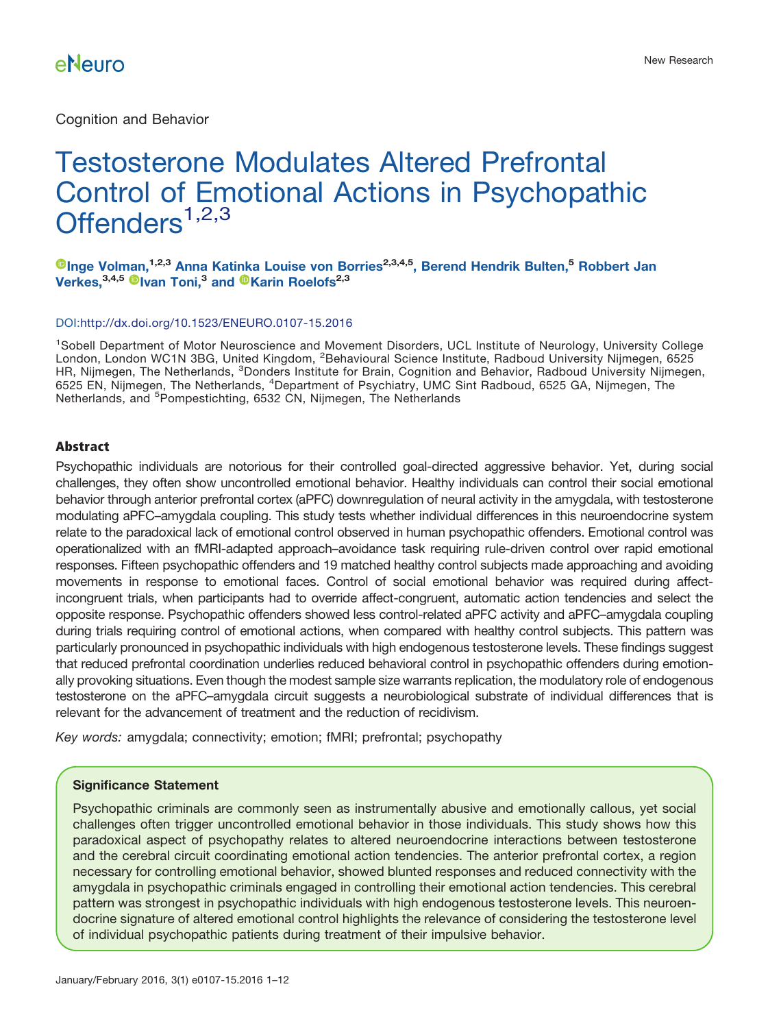eNeuro

New Research

Cognition and Behavior

# Testosterone Modulates Altered Prefrontal Control of Emotional Actions in Psychopathic Offenders[1,2,3]

Inge Volman,[1,2,3] Anna Katinka Louise von Borries[2,3,4,5], Berend Hendrik Bulten,[5] Robbert Jan Verkes,[3,4,5] Ivan Toni,[3] and Karin Roelofs[2,3]

DOI:http://dx.doi.org/10.1523/ENEURO.0107-15.2016

[1]Sobell Department of Motor Neuroscience and Movement Disorders, UCL Institute of Neurology, University College London, London WC1N 3BG, United Kingdom, [2]Behavioural Science Institute, Radboud University Nijmegen, 6525 HR, Nijmegen, The Netherlands, [3]Donders Institute for Brain, Cognition and Behavior, Radboud University Nijmegen, 6525 EN, Nijmegen, The Netherlands, [4]Department of Psychiatry, UMC Sint Radboud, 6525 GA, Nijmegen, The Netherlands, and [5]Pompestichting, 6532 CN, Nijmegen, The Netherlands

## Abstract

Psychopathic individuals are notorious for their controlled goal-directed aggressive behavior. Yet, during social challenges, they often show uncontrolled emotional behavior. Healthy individuals can control their social emotional behavior through anterior prefrontal cortex (aPFC) downregulation of neural activity in the amygdala, with testosterone modulating aPFC–amygdala coupling. This study tests whether individual differences in this neuroendocrine system relate to the paradoxical lack of emotional control observed in human psychopathic offenders. Emotional control was operationalized with an fMRI-adapted approach–avoidance task requiring rule-driven control over rapid emotional responses. Fifteen psychopathic offenders and 19 matched healthy control subjects made approaching and avoiding movements in response to emotional faces. Control of social emotional behavior was required during affect-incongruent trials, when participants had to override affect-congruent, automatic action tendencies and select the opposite response. Psychopathic offenders showed less control-related aPFC activity and aPFC–amygdala coupling during trials requiring control of emotional actions, when compared with healthy control subjects. This pattern was particularly pronounced in psychopathic individuals with high endogenous testosterone levels. These findings suggest that reduced prefrontal coordination underlies reduced behavioral control in psychopathic offenders during emotionally provoking situations. Even though the modest sample size warrants replication, the modulatory role of endogenous testosterone on the aPFC–amygdala circuit suggests a neurobiological substrate of individual differences that is relevant for the advancement of treatment and the reduction of recidivism.

*Key words:* amygdala; connectivity; emotion; fMRI; prefrontal; psychopathy

### Significance Statement

Psychopathic criminals are commonly seen as instrumentally abusive and emotionally callous, yet social challenges often trigger uncontrolled emotional behavior in those individuals. This study shows how this paradoxical aspect of psychopathy relates to altered neuroendocrine interactions between testosterone and the cerebral circuit coordinating emotional action tendencies. The anterior prefrontal cortex, a region necessary for controlling emotional behavior, showed blunted responses and reduced connectivity with the amygdala in psychopathic criminals engaged in controlling their emotional action tendencies. This cerebral pattern was strongest in psychopathic individuals with high endogenous testosterone levels. This neuroendocrine signature of altered emotional control highlights the relevance of considering the testosterone level of individual psychopathic patients during treatment of their impulsive behavior.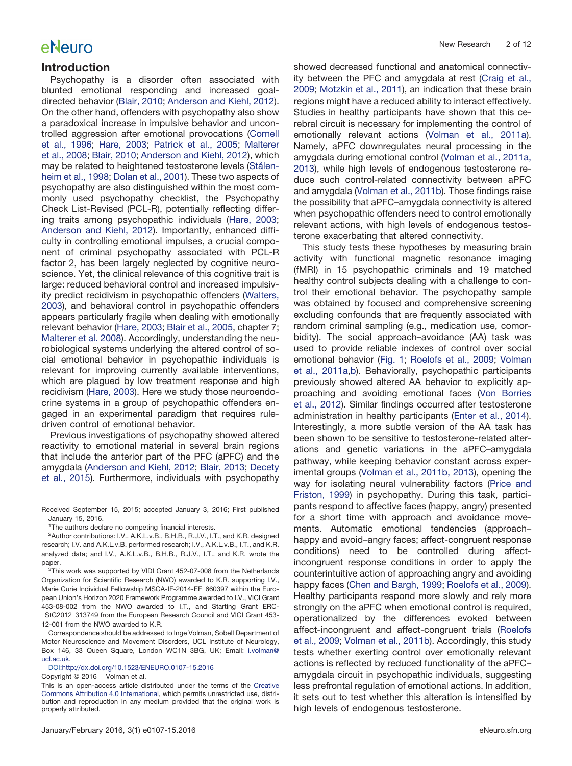## Introduction

Psychopathy is a disorder often associated with blunted emotional responding and increased goal-directed behavior (Blair, 2010; Anderson and Kiehl, 2012). On the other hand, offenders with psychopathy also show a paradoxical increase in impulsive behavior and uncontrolled aggression after emotional provocations (Cornell et al., 1996; Hare, 2003; Patrick et al., 2005; Malterer et al., 2008; Blair, 2010; Anderson and Kiehl, 2012), which may be related to heightened testosterone levels (Stålenheim et al., 1998; Dolan et al., 2001). These two aspects of psychopathy are also distinguished within the most commonly used psychopathy checklist, the Psychopathy Check List-Revised (PCL-R), potentially reflecting differing traits among psychopathic individuals (Hare, 2003; Anderson and Kiehl, 2012). Importantly, enhanced difficulty in controlling emotional impulses, a crucial component of criminal psychopathy associated with PCL-R factor 2, has been largely neglected by cognitive neuroscience. Yet, the clinical relevance of this cognitive trait is large: reduced behavioral control and increased impulsivity predict recidivism in psychopathic offenders (Walters, 2003), and behavioral control in psychopathic offenders appears particularly fragile when dealing with emotionally relevant behavior (Hare, 2003; Blair et al., 2005, chapter 7; Malterer et al. 2008). Accordingly, understanding the neurobiological systems underlying the altered control of social emotional behavior in psychopathic individuals is relevant for improving currently available interventions, which are plagued by low treatment response and high recidivism (Hare, 2003). Here we study those neuroendocrine systems in a group of psychopathic offenders engaged in an experimental paradigm that requires rule-driven control of emotional behavior.

Previous investigations of psychopathy showed altered reactivity to emotional material in several brain regions that include the anterior part of the PFC (aPFC) and the amygdala (Anderson and Kiehl, 2012; Blair, 2013; Decety et al., 2015). Furthermore, individuals with psychopathy showed decreased functional and anatomical connectivity between the PFC and amygdala at rest (Craig et al., 2009; Motzkin et al., 2011), an indication that these brain regions might have a reduced ability to interact effectively. Studies in healthy participants have shown that this cerebral circuit is necessary for implementing the control of emotionally relevant actions (Volman et al., 2011a). Namely, aPFC downregulates neural processing in the amygdala during emotional control (Volman et al., 2011a, 2013), while high levels of endogenous testosterone reduce such control-related connectivity between aPFC and amygdala (Volman et al., 2011b). Those findings raise the possibility that aPFC–amygdala connectivity is altered when psychopathic offenders need to control emotionally relevant actions, with high levels of endogenous testosterone exacerbating that altered connectivity.

This study tests these hypotheses by measuring brain activity with functional magnetic resonance imaging (fMRI) in 15 psychopathic criminals and 19 matched healthy control subjects dealing with a challenge to control their emotional behavior. The psychopathy sample was obtained by focused and comprehensive screening excluding confounds that are frequently associated with random criminal sampling (e.g., medication use, comorbidity). The social approach–avoidance (AA) task was used to provide reliable indexes of control over social emotional behavior (Fig. 1; Roelofs et al., 2009; Volman et al., 2011a,b). Behaviorally, psychopathic participants previously showed altered AA behavior to explicitly approaching and avoiding emotional faces (Von Borries et al., 2012). Similar findings occurred after testosterone administration in healthy participants (Enter et al., 2014). Interestingly, a more subtle version of the AA task has been shown to be sensitive to testosterone-related alterations and genetic variations in the aPFC–amygdala pathway, while keeping behavior constant across experimental groups (Volman et al., 2011b, 2013), opening the way for isolating neural vulnerability factors (Price and Friston, 1999) in psychopathy. During this task, participants respond to affective faces (happy, angry) presented for a short time with approach and avoidance movements. Automatic emotional tendencies (approach–happy and avoid–angry faces; affect-congruent response conditions) need to be controlled during affect-incongruent response conditions in order to apply the counterintuitive action of approaching angry and avoiding happy faces (Chen and Bargh, 1999; Roelofs et al., 2009). Healthy participants respond more slowly and rely more strongly on the aPFC when emotional control is required, operationalized by the differences evoked between affect-incongruent and affect-congruent trials (Roelofs et al., 2009; Volman et al., 2011b). Accordingly, this study tests whether exerting control over emotionally relevant actions is reflected by reduced functionality of the aPFC–amygdala circuit in psychopathic individuals, suggesting less prefrontal regulation of emotional actions. In addition, it sets out to test whether this alteration is intensified by high levels of endogenous testosterone.

---

Received September 15, 2015; accepted January 3, 2016; First published January 15, 2016.

[1]The authors declare no competing financial interests.

[2]Author contributions: I.V., A.K.L.v.B., B.H.B., R.J.V., I.T., and K.R. designed research; I.V. and A.K.L.v.B. performed research; I.V., A.K.L.v.B., I.T., and K.R. analyzed data; and I.V., A.K.L.v.B., B.H.B., R.J.V., I.T., and K.R. wrote the paper.

[3]This work was supported by VIDI Grant 452-07-008 from the Netherlands Organization for Scientific Research (NWO) awarded to K.R. supporting I.V., Marie Curie Individual Fellowship MSCA-IF-2014-EF_660397 within the European Union's Horizon 2020 Framework Programme awarded to I.V., VICI Grant 453-08-002 from the NWO awarded to I.T., and Starting Grant ERC-_StG2012_313749 from the European Research Council and VICI Grant 453-12-001 from the NWO awarded to K.R.

Correspondence should be addressed to Inge Volman, Sobell Department of Motor Neuroscience and Movement Disorders, UCL Institute of Neurology, Box 146, 33 Queen Square, London WC1N 3BG, UK; Email: i.volman@ucl.ac.uk.

DOI:http://dx.doi.org/10.1523/ENEURO.0107-15.2016

Copyright © 2016 Volman et al.

This is an open-access article distributed under the terms of the Creative Commons Attribution 4.0 International, which permits unrestricted use, distribution and reproduction in any medium provided that the original work is properly attributed.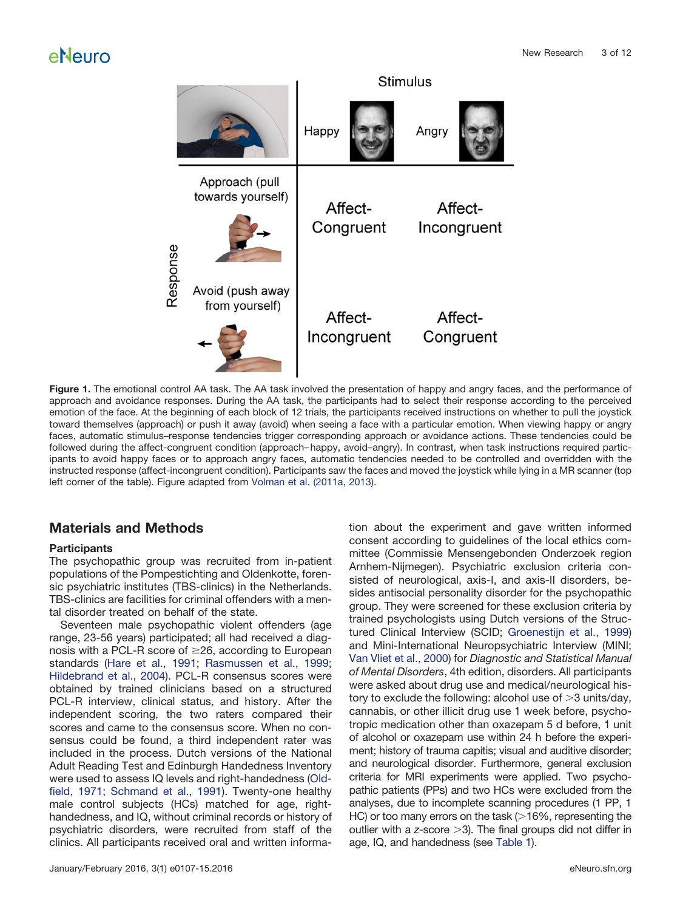Figure 1. The emotional control AA task. The AA task involved the presentation of happy and angry faces, and the performance of approach and avoidance responses. During the AA task, the participants had to select their response according to the perceived emotion of the face. At the beginning of each block of 12 trials, the participants received instructions on whether to pull the joystick toward themselves (approach) or push it away (avoid) when seeing a face with a particular emotion. When viewing happy or angry faces, automatic stimulus–response tendencies trigger corresponding approach or avoidance actions. These tendencies could be followed during the affect-congruent condition (approach–happy, avoid–angry). In contrast, when task instructions required participants to avoid happy faces or to approach angry faces, automatic tendencies needed to be controlled and overridden with the instructed response (affect-incongruent condition). Participants saw the faces and moved the joystick while lying in a MR scanner (top left corner of the table). Figure adapted from Volman et al. (2011a, 2013).

## Materials and Methods

### Participants

The psychopathic group was recruited from in-patient populations of the Pompestichting and Oldenkotte, forensic psychiatric institutes (TBS-clinics) in the Netherlands. TBS-clinics are facilities for criminal offenders with a mental disorder treated on behalf of the state.

Seventeen male psychopathic violent offenders (age range, 23-56 years) participated; all had received a diagnosis with a PCL-R score of ≥26, according to European standards (Hare et al., 1991; Rasmussen et al., 1999; Hildebrand et al., 2004). PCL-R consensus scores were obtained by trained clinicians based on a structured PCL-R interview, clinical status, and history. After the independent scoring, the two raters compared their scores and came to the consensus score. When no consensus could be found, a third independent rater was included in the process. Dutch versions of the National Adult Reading Test and Edinburgh Handedness Inventory were used to assess IQ levels and right-handedness (Oldfield, 1971; Schmand et al., 1991). Twenty-one healthy male control subjects (HCs) matched for age, right-handedness, and IQ, without criminal records or history of psychiatric disorders, were recruited from staff of the clinics. All participants received oral and written information about the experiment and gave written informed consent according to guidelines of the local ethics committee (Commissie Mensengebonden Onderzoek region Arnhem-Nijmegen). Psychiatric exclusion criteria consisted of neurological, axis-I, and axis-II disorders, besides antisocial personality disorder for the psychopathic group. They were screened for these exclusion criteria by trained psychologists using Dutch versions of the Structured Clinical Interview (SCID; Groenestijn et al., 1999) and Mini-International Neuropsychiatric Interview (MINI; Van Vliet et al., 2000) for *Diagnostic and Statistical Manual of Mental Disorders*, 4th edition, disorders. All participants were asked about drug use and medical/neurological history to exclude the following: alcohol use of >3 units/day, cannabis, or other illicit drug use 1 week before, psychotropic medication other than oxazepam 5 d before, 1 unit of alcohol or oxazepam use within 24 h before the experiment; history of trauma capitis; visual and auditive disorder; and neurological disorder. Furthermore, general exclusion criteria for MRI experiments were applied. Two psychopathic patients (PPs) and two HCs were excluded from the analyses, due to incomplete scanning procedures (1 PP, 1 HC) or too many errors on the task (>16%, representing the outlier with a *z*-score >3). The final groups did not differ in age, IQ, and handedness (see Table 1).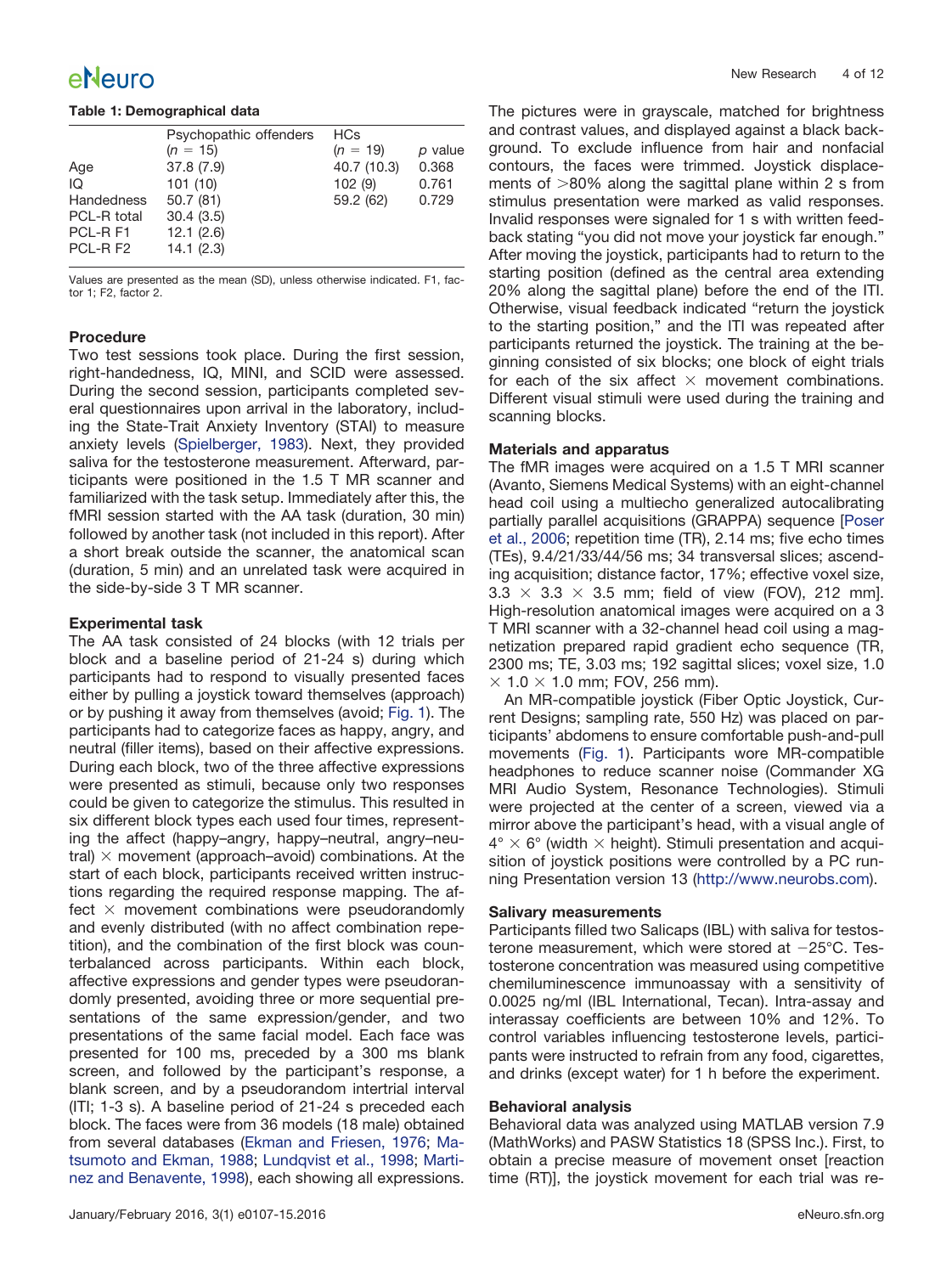**Table 1: Demographical data**

| | Psychopathic offenders ($n$ = 15) | HCs ($n$ = 19) | $p$ value |
|---|---|---|---|
| Age | 37.8 (7.9) | 40.7 (10.3) | 0.368 |
| IQ | 101 (10) | 102 (9) | 0.761 |
| Handedness | 50.7 (81) | 59.2 (62) | 0.729 |
| PCL-R total | 30.4 (3.5) | | |
| PCL-R F1 | 12.1 (2.6) | | |
| PCL-R F2 | 14.1 (2.3) | | |

Values are presented as the mean (SD), unless otherwise indicated. F1, factor 1; F2, factor 2.

### Procedure

Two test sessions took place. During the first session, right-handedness, IQ, MINI, and SCID were assessed. During the second session, participants completed several questionnaires upon arrival in the laboratory, including the State-Trait Anxiety Inventory (STAI) to measure anxiety levels (Spielberger, 1983). Next, they provided saliva for the testosterone measurement. Afterward, participants were positioned in the 1.5 T MR scanner and familiarized with the task setup. Immediately after this, the fMRI session started with the AA task (duration, 30 min) followed by another task (not included in this report). After a short break outside the scanner, the anatomical scan (duration, 5 min) and an unrelated task were acquired in the side-by-side 3 T MR scanner.

### Experimental task

The AA task consisted of 24 blocks (with 12 trials per block and a baseline period of 21-24 s) during which participants had to respond to visually presented faces either by pulling a joystick toward themselves (approach) or by pushing it away from themselves (avoid; Fig. 1). The participants had to categorize faces as happy, angry, and neutral (filler items), based on their affective expressions. During each block, two of the three affective expressions were presented as stimuli, because only two responses could be given to categorize the stimulus. This resulted in six different block types each used four times, representing the affect (happy–angry, happy–neutral, angry–neutral) × movement (approach–avoid) combinations. At the start of each block, participants received written instructions regarding the required response mapping. The affect × movement combinations were pseudorandomly and evenly distributed (with no affect combination repetition), and the combination of the first block was counterbalanced across participants. Within each block, affective expressions and gender types were pseudorandomly presented, avoiding three or more sequential presentations of the same expression/gender, and two presentations of the same facial model. Each face was presented for 100 ms, preceded by a 300 ms blank screen, and followed by the participant's response, a blank screen, and by a pseudorandom intertrial interval (ITI; 1-3 s). A baseline period of 21-24 s preceded each block. The faces were from 36 models (18 male) obtained from several databases (Ekman and Friesen, 1976; Matsumoto and Ekman, 1988; Lundqvist et al., 1998; Martinez and Benavente, 1998), each showing all expressions. The pictures were in grayscale, matched for brightness and contrast values, and displayed against a black background. To exclude influence from hair and nonfacial contours, the faces were trimmed. Joystick displacements of >80% along the sagittal plane within 2 s from stimulus presentation were marked as valid responses. Invalid responses were signaled for 1 s with written feedback stating "you did not move your joystick far enough." After moving the joystick, participants had to return to the starting position (defined as the central area extending 20% along the sagittal plane) before the end of the ITI. Otherwise, visual feedback indicated "return the joystick to the starting position," and the ITI was repeated after participants returned the joystick. The training at the beginning consisted of six blocks; one block of eight trials for each of the six affect × movement combinations. Different visual stimuli were used during the training and scanning blocks.

### Materials and apparatus

The fMR images were acquired on a 1.5 T MRI scanner (Avanto, Siemens Medical Systems) with an eight-channel head coil using a multiecho generalized autocalibrating partially parallel acquisitions (GRAPPA) sequence [Poser et al., 2006; repetition time (TR), 2.14 ms; five echo times (TEs), 9.4/21/33/44/56 ms; 34 transversal slices; ascending acquisition; distance factor, 17%; effective voxel size, 3.3 × 3.3 × 3.5 mm; field of view (FOV), 212 mm]. High-resolution anatomical images were acquired on a 3 T MRI scanner with a 32-channel head coil using a magnetization prepared rapid gradient echo sequence (TR, 2300 ms; TE, 3.03 ms; 192 sagittal slices; voxel size, 1.0 × 1.0 × 1.0 mm; FOV, 256 mm).

An MR-compatible joystick (Fiber Optic Joystick, Current Designs; sampling rate, 550 Hz) was placed on participants' abdomens to ensure comfortable push-and-pull movements (Fig. 1). Participants wore MR-compatible headphones to reduce scanner noise (Commander XG MRI Audio System, Resonance Technologies). Stimuli were projected at the center of a screen, viewed via a mirror above the participant's head, with a visual angle of 4° × 6° (width × height). Stimuli presentation and acquisition of joystick positions were controlled by a PC running Presentation version 13 (http://www.neurobs.com).

### Salivary measurements

Participants filled two Salicaps (IBL) with saliva for testosterone measurement, which were stored at −25°C. Testosterone concentration was measured using competitive chemiluminescence immunoassay with a sensitivity of 0.0025 ng/ml (IBL International, Tecan). Intra-assay and interassay coefficients are between 10% and 12%. To control variables influencing testosterone levels, participants were instructed to refrain from any food, cigarettes, and drinks (except water) for 1 h before the experiment.

### Behavioral analysis

Behavioral data was analyzed using MATLAB version 7.9 (MathWorks) and PASW Statistics 18 (SPSS Inc.). First, to obtain a precise measure of movement onset [reaction time (RT)], the joystick movement for each trial was re-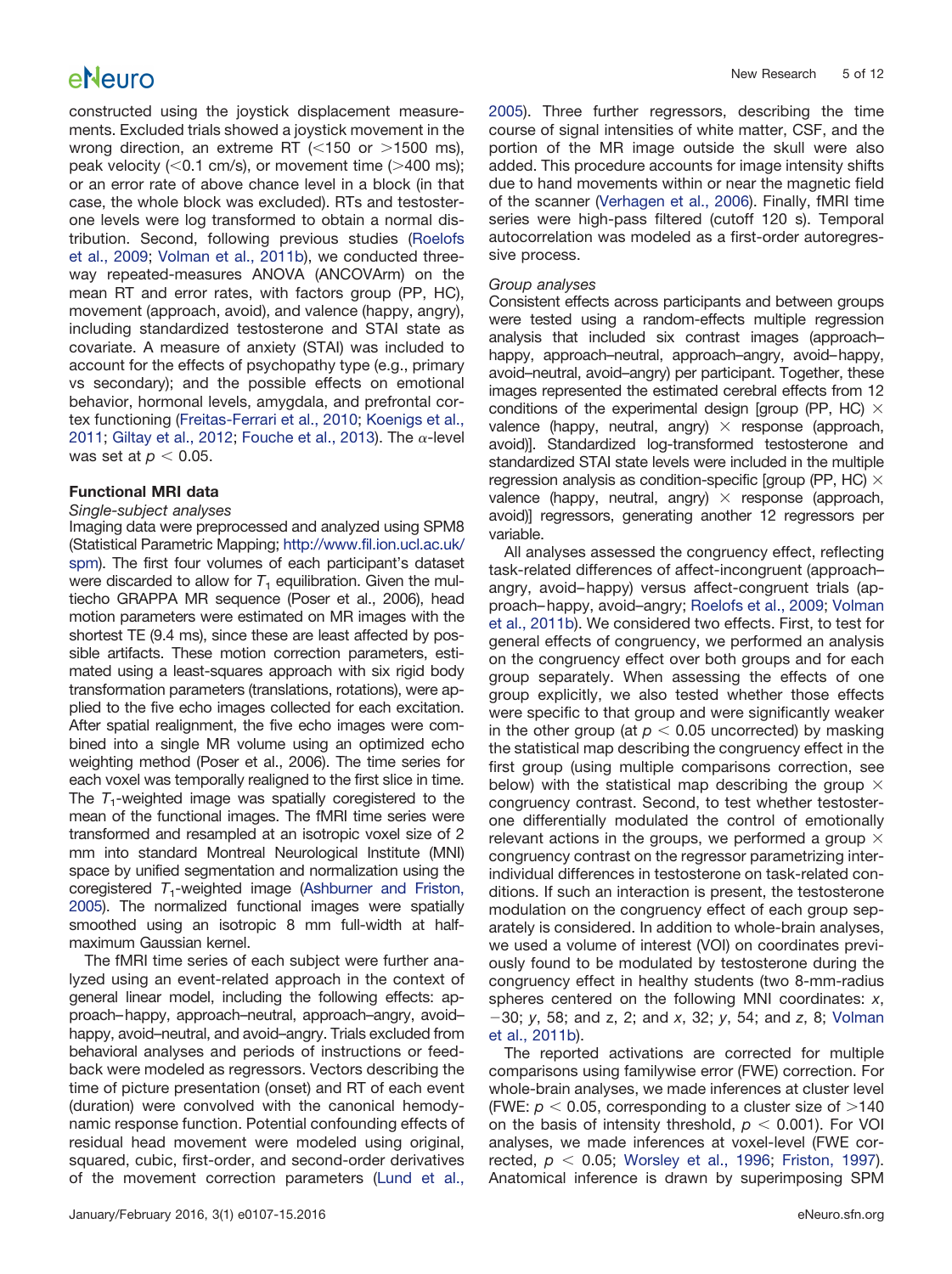constructed using the joystick displacement measurements. Excluded trials showed a joystick movement in the wrong direction, an extreme RT (<150 or >1500 ms), peak velocity (<0.1 cm/s), or movement time (>400 ms); or an error rate of above chance level in a block (in that case, the whole block was excluded). RTs and testosterone levels were log transformed to obtain a normal distribution. Second, following previous studies (Roelofs et al., 2009; Volman et al., 2011b), we conducted three-way repeated-measures ANOVA (ANCOVArm) on the mean RT and error rates, with factors group (PP, HC), movement (approach, avoid), and valence (happy, angry), including standardized testosterone and STAI state as covariate. A measure of anxiety (STAI) was included to account for the effects of psychopathy type (e.g., primary vs secondary); and the possible effects on emotional behavior, hormonal levels, amygdala, and prefrontal cortex functioning (Freitas-Ferrari et al., 2010; Koenigs et al., 2011; Giltay et al., 2012; Fouche et al., 2013). The $\alpha$-level was set at $p < 0.05$.

### Functional MRI data

*Single-subject analyses*

Imaging data were preprocessed and analyzed using SPM8 (Statistical Parametric Mapping; http://www.fil.ion.ucl.ac.uk/spm). The first four volumes of each participant's dataset were discarded to allow for $T_1$ equilibration. Given the multiecho GRAPPA MR sequence (Poser et al., 2006), head motion parameters were estimated on MR images with the shortest TE (9.4 ms), since these are least affected by possible artifacts. These motion correction parameters, estimated using a least-squares approach with six rigid body transformation parameters (translations, rotations), were applied to the five echo images collected for each excitation. After spatial realignment, the five echo images were combined into a single MR volume using an optimized echo weighting method (Poser et al., 2006). The time series for each voxel was temporally realigned to the first slice in time. The $T_1$-weighted image was spatially coregistered to the mean of the functional images. The fMRI time series were transformed and resampled at an isotropic voxel size of 2 mm into standard Montreal Neurological Institute (MNI) space by unified segmentation and normalization using the coregistered $T_1$-weighted image (Ashburner and Friston, 2005). The normalized functional images were spatially smoothed using an isotropic 8 mm full-width at half-maximum Gaussian kernel.

The fMRI time series of each subject were further analyzed using an event-related approach in the context of general linear model, including the following effects: approach–happy, approach–neutral, approach–angry, avoid–happy, avoid–neutral, and avoid–angry. Trials excluded from behavioral analyses and periods of instructions or feedback were modeled as regressors. Vectors describing the time of picture presentation (onset) and RT of each event (duration) were convolved with the canonical hemodynamic response function. Potential confounding effects of residual head movement were modeled using original, squared, cubic, first-order, and second-order derivatives of the movement correction parameters (Lund et al., 2005). Three further regressors, describing the time course of signal intensities of white matter, CSF, and the portion of the MR image outside the skull were also added. This procedure accounts for image intensity shifts due to hand movements within or near the magnetic field of the scanner (Verhagen et al., 2006). Finally, fMRI time series were high-pass filtered (cutoff 120 s). Temporal autocorrelation was modeled as a first-order autoregressive process.

*Group analyses*

Consistent effects across participants and between groups were tested using a random-effects multiple regression analysis that included six contrast images (approach–happy, approach–neutral, approach–angry, avoid–happy, avoid–neutral, avoid–angry) per participant. Together, these images represented the estimated cerebral effects from 12 conditions of the experimental design [group (PP, HC) × valence (happy, neutral, angry) × response (approach, avoid)]. Standardized log-transformed testosterone and standardized STAI state levels were included in the multiple regression analysis as condition-specific [group (PP, HC) × valence (happy, neutral, angry) × response (approach, avoid)] regressors, generating another 12 regressors per variable.

All analyses assessed the congruency effect, reflecting task-related differences of affect-incongruent (approach–angry, avoid–happy) versus affect-congruent trials (approach–happy, avoid–angry; Roelofs et al., 2009; Volman et al., 2011b). We considered two effects. First, to test for general effects of congruency, we performed an analysis on the congruency effect over both groups and for each group separately. When assessing the effects of one group explicitly, we also tested whether those effects were specific to that group and were significantly weaker in the other group (at $p < 0.05$ uncorrected) by masking the statistical map describing the congruency effect in the first group (using multiple comparisons correction, see below) with the statistical map describing the group × congruency contrast. Second, to test whether testosterone differentially modulated the control of emotionally relevant actions in the groups, we performed a group × congruency contrast on the regressor parametrizing inter-individual differences in testosterone on task-related conditions. If such an interaction is present, the testosterone modulation on the congruency effect of each group separately is considered. In addition to whole-brain analyses, we used a volume of interest (VOI) on coordinates previously found to be modulated by testosterone during the congruency effect in healthy students (two 8-mm-radius spheres centered on the following MNI coordinates: *x*, −30; *y*, 58; and z, 2; and *x*, 32; *y*, 54; and *z*, 8; Volman et al., 2011b).

The reported activations are corrected for multiple comparisons using familywise error (FWE) correction. For whole-brain analyses, we made inferences at cluster level (FWE: $p < 0.05$, corresponding to a cluster size of >140 on the basis of intensity threshold, $p < 0.001$). For VOI analyses, we made inferences at voxel-level (FWE corrected, $p < 0.05$; Worsley et al., 1996; Friston, 1997). Anatomical inference is drawn by superimposing SPM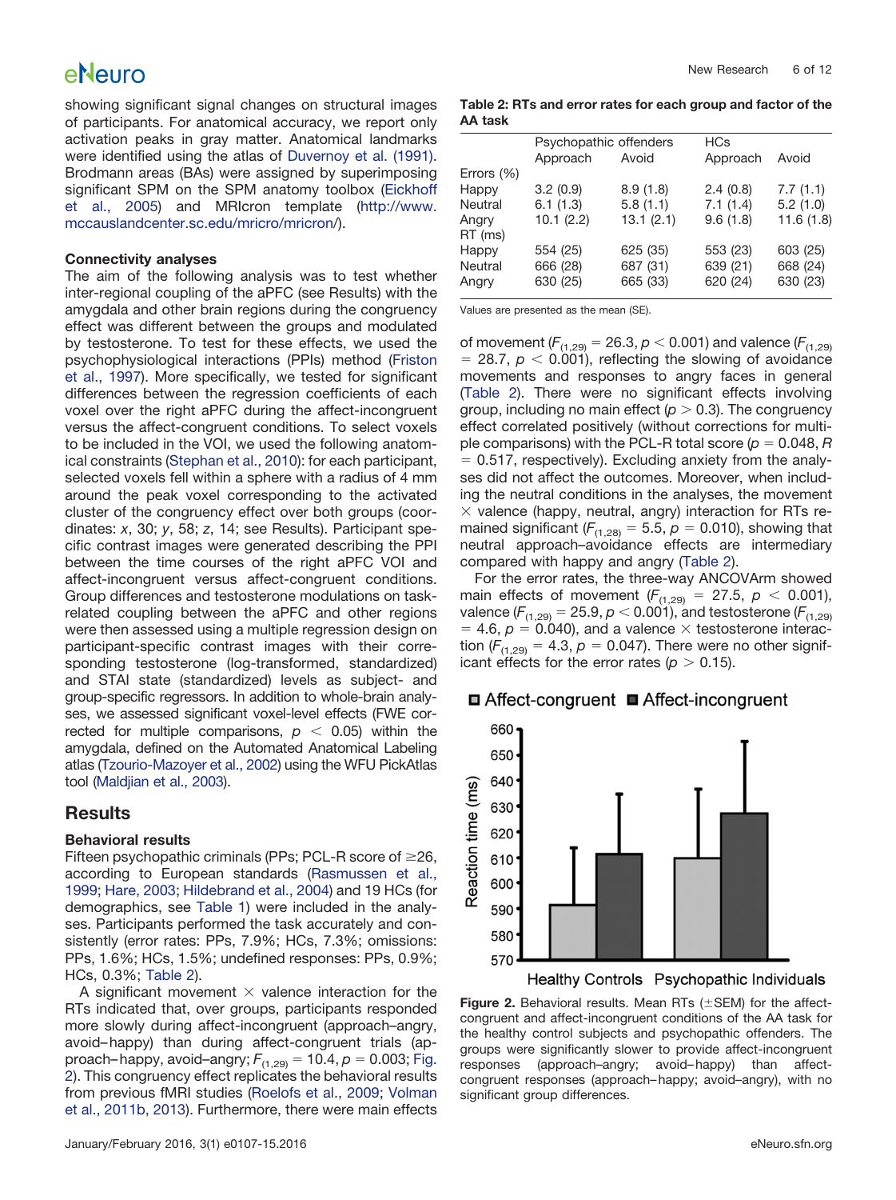showing significant signal changes on structural images of participants. For anatomical accuracy, we report only activation peaks in gray matter. Anatomical landmarks were identified using the atlas of Duvernoy et al. (1991). Brodmann areas (BAs) were assigned by superimposing significant SPM on the SPM anatomy toolbox (Eickhoff et al., 2005) and MRIcron template (http://www.mccauslandcenter.sc.edu/mricro/mricron/).

### Connectivity analyses

The aim of the following analysis was to test whether inter-regional coupling of the aPFC (see Results) with the amygdala and other brain regions during the congruency effect was different between the groups and modulated by testosterone. To test for these effects, we used the psychophysiological interactions (PPIs) method (Friston et al., 1997). More specifically, we tested for significant differences between the regression coefficients of each voxel over the right aPFC during the affect-incongruent versus the affect-congruent conditions. To select voxels to be included in the VOI, we used the following anatomical constraints (Stephan et al., 2010): for each participant, selected voxels fell within a sphere with a radius of 4 mm around the peak voxel corresponding to the activated cluster of the congruency effect over both groups (coordinates: $x$, 30; $y$, 58; $z$, 14; see Results). Participant specific contrast images were generated describing the PPI between the time courses of the right aPFC VOI and affect-incongruent versus affect-congruent conditions. Group differences and testosterone modulations on task-related coupling between the aPFC and other regions were then assessed using a multiple regression design on participant-specific contrast images with their corresponding testosterone (log-transformed, standardized) and STAI state (standardized) levels as subject- and group-specific regressors. In addition to whole-brain analyses, we assessed significant voxel-level effects (FWE corrected for multiple comparisons, $p < 0.05$) within the amygdala, defined on the Automated Anatomical Labeling atlas (Tzourio-Mazoyer et al., 2002) using the WFU PickAtlas tool (Maldjian et al., 2003).

## Results

### Behavioral results

Fifteen psychopathic criminals (PPs; PCL-R score of ≥26, according to European standards (Rasmussen et al., 1999; Hare, 2003; Hildebrand et al., 2004) and 19 HCs (for demographics, see Table 1) were included in the analyses. Participants performed the task accurately and consistently (error rates: PPs, 7.9%; HCs, 7.3%; omissions: PPs, 1.6%; HCs, 1.5%; undefined responses: PPs, 0.9%; HCs, 0.3%; Table 2).

A significant movement × valence interaction for the RTs indicated that, over groups, participants responded more slowly during affect-incongruent (approach–angry, avoid–happy) than during affect-congruent trials (approach–happy, avoid–angry; $F_{(1,29)} = 10.4$, $p = 0.003$; Fig. 2). This congruency effect replicates the behavioral results from previous fMRI studies (Roelofs et al., 2009; Volman et al., 2011b, 2013). Furthermore, there were main effects of movement ($F_{(1,29)} = 26.3$, $p < 0.001$) and valence ($F_{(1,29)} = 28.7$, $p < 0.001$), reflecting the slowing of avoidance movements and responses to angry faces in general (Table 2). There were no significant effects involving group, including no main effect ($p > 0.3$). The congruency effect correlated positively (without corrections for multiple comparisons) with the PCL-R total score ($p = 0.048$, $R = 0.517$, respectively). Excluding anxiety from the analyses did not affect the outcomes. Moreover, when including the neutral conditions in the analyses, the movement × valence (happy, neutral, angry) interaction for RTs remained significant ($F_{(1,28)} = 5.5$, $p = 0.010$), showing that neutral approach–avoidance effects are intermediary compared with happy and angry (Table 2).

For the error rates, the three-way ANCOVArm showed main effects of movement ($F_{(1,29)} = 27.5$, $p < 0.001$), valence ($F_{(1,29)} = 25.9$, $p < 0.001$), and testosterone ($F_{(1,29)} = 4.6$, $p = 0.040$), and a valence × testosterone interaction ($F_{(1,29)} = 4.3$, $p = 0.047$). There were no other significant effects for the error rates ($p > 0.15$).

**Table 2: RTs and error rates for each group and factor of the AA task**

| | Psychopathic offenders | | HCs | |
|---|---|---|---|---|
| | Approach | Avoid | Approach | Avoid |
| Errors (%) | | | | |
| Happy | 3.2 (0.9) | 8.9 (1.8) | 2.4 (0.8) | 7.7 (1.1) |
| Neutral | 6.1 (1.3) | 5.8 (1.1) | 7.1 (1.4) | 5.2 (1.0) |
| Angry | 10.1 (2.2) | 13.1 (2.1) | 9.6 (1.8) | 11.6 (1.8) |
| RT (ms) | | | | |
| Happy | 554 (25) | 625 (35) | 553 (23) | 603 (25) |
| Neutral | 666 (28) | 687 (31) | 639 (21) | 668 (24) |
| Angry | 630 (25) | 665 (33) | 620 (24) | 630 (23) |

Values are presented as the mean (SE).

**Figure 2.** Behavioral results. Mean RTs (±SEM) for the affect-congruent and affect-incongruent conditions of the AA task for the healthy control subjects and psychopathic offenders. The groups were significantly slower to provide affect-incongruent responses (approach–angry; avoid–happy) than affect-congruent responses (approach–happy; avoid–angry), with no significant group differences.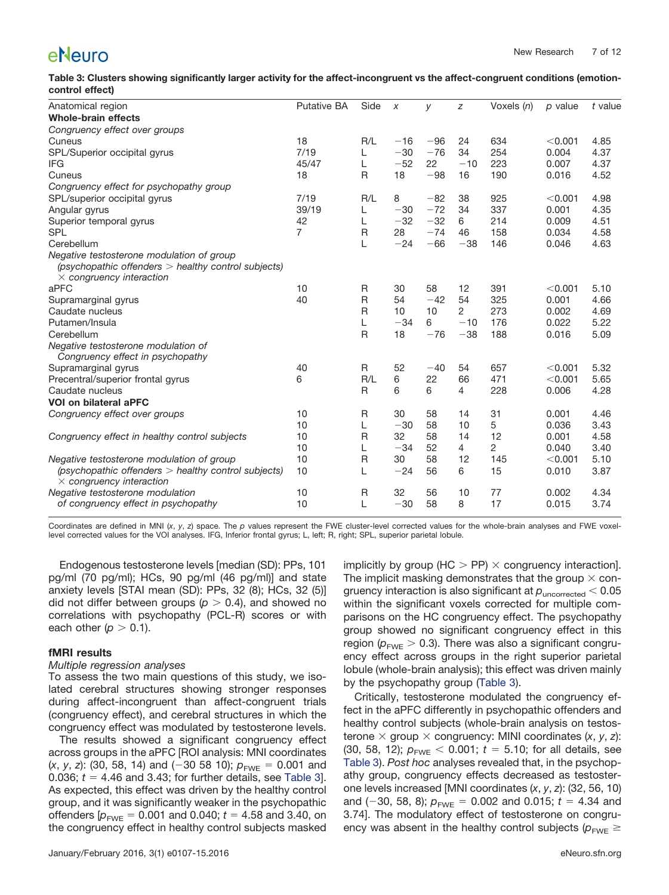**Table 3: Clusters showing significantly larger activity for the affect-incongruent vs the affect-congruent conditions (emotion-control effect)**

| Anatomical region | Putative BA | Side | $x$ | $y$ | $z$ | Voxels ($n$) | $p$ value | $t$ value |
|---|---|---|---|---|---|---|---|---|
| **Whole-brain effects** | | | | | | | | |
| *Congruency effect over groups* | | | | | | | | |
| Cuneus | 18 | R/L | −16 | −96 | 24 | 634 | <0.001 | 4.85 |
| SPL/Superior occipital gyrus | 7/19 | L | −30 | −76 | 34 | 254 | 0.004 | 4.37 |
| IFG | 45/47 | L | −52 | 22 | −10 | 223 | 0.007 | 4.37 |
| Cuneus | 18 | R | 18 | −98 | 16 | 190 | 0.016 | 4.52 |
| *Congruency effect for psychopathy group* | | | | | | | | |
| SPL/superior occipital gyrus | 7/19 | R/L | 8 | −82 | 38 | 925 | <0.001 | 4.98 |
| Angular gyrus | 39/19 | L | −30 | −72 | 34 | 337 | 0.001 | 4.35 |
| Superior temporal gyrus | 42 | L | −32 | −32 | 6 | 214 | 0.009 | 4.51 |
| SPL | 7 | R | 28 | −74 | 46 | 158 | 0.034 | 4.58 |
| Cerebellum | | L | −24 | −66 | −38 | 146 | 0.046 | 4.63 |
| *Negative testosterone modulation of group (psychopathic offenders > healthy control subjects) × congruency interaction* | | | | | | | | |
| aPFC | 10 | R | 30 | 58 | 12 | 391 | <0.001 | 5.10 |
| Supramarginal gyrus | 40 | R | 54 | −42 | 54 | 325 | 0.001 | 4.66 |
| Caudate nucleus | | R | 10 | 10 | 2 | 273 | 0.002 | 4.69 |
| Putamen/Insula | | L | −34 | 6 | −10 | 176 | 0.022 | 5.22 |
| Cerebellum | | R | 18 | −76 | −38 | 188 | 0.016 | 5.09 |
| *Negative testosterone modulation of Congruency effect in psychopathy* | | | | | | | | |
| Supramarginal gyrus | 40 | R | 52 | −40 | 54 | 657 | <0.001 | 5.32 |
| Precentral/superior frontal gyrus | 6 | R/L | 6 | 22 | 66 | 471 | <0.001 | 5.65 |
| Caudate nucleus | | R | 6 | 6 | 4 | 228 | 0.006 | 4.28 |
| **VOI on bilateral aPFC** | | | | | | | | |
| *Congruency effect over groups* | 10 | R | 30 | 58 | 14 | 31 | 0.001 | 4.46 |
| | 10 | L | −30 | 58 | 10 | 5 | 0.036 | 3.43 |
| *Congruency effect in healthy control subjects* | 10 | R | 32 | 58 | 14 | 12 | 0.001 | 4.58 |
| | 10 | L | −34 | 52 | 4 | 2 | 0.040 | 3.40 |
| *Negative testosterone modulation of group (psychopathic offenders > healthy control subjects) × congruency interaction* | 10 | R | 30 | 58 | 12 | 145 | <0.001 | 5.10 |
| | 10 | L | −24 | 56 | 6 | 15 | 0.010 | 3.87 |
| *Negative testosterone modulation of congruency effect in psychopathy* | 10 | R | 32 | 56 | 10 | 77 | 0.002 | 4.34 |
| | 10 | L | −30 | 58 | 8 | 17 | 0.015 | 3.74 |

Coordinates are defined in MNI ($x$, $y$, $z$) space. The $p$ values represent the FWE cluster-level corrected values for the whole-brain analyses and FWE voxel-level corrected values for the VOI analyses. IFG, Inferior frontal gyrus; L, left; R, right; SPL, superior parietal lobule.

Endogenous testosterone levels [median (SD): PPs, 101 pg/ml (70 pg/ml); HCs, 90 pg/ml (46 pg/ml)] and state anxiety levels [STAI mean (SD): PPs, 32 (8); HCs, 32 (5)] did not differ between groups ($p > 0.4$), and showed no correlations with psychopathy (PCL-R) scores or with each other ($p > 0.1$).

### fMRI results

*Multiple regression analyses*

To assess the two main questions of this study, we isolated cerebral structures showing stronger responses during affect-incongruent than affect-congruent trials (congruency effect), and cerebral structures in which the congruency effect was modulated by testosterone levels.

The results showed a significant congruency effect across groups in the aPFC [ROI analysis: MNI coordinates ($x$, $y$, $z$): (30, 58, 14) and (−30 58 10); $p_{FWE} = 0.001$ and 0.036; $t = 4.46$ and 3.43; for further details, see Table 3]. As expected, this effect was driven by the healthy control group, and it was significantly weaker in the psychopathic offenders [$p_{FWE} = 0.001$ and 0.040; $t = 4.58$ and 3.40, on the congruency effect in healthy control subjects masked implicitly by group (HC > PP) × congruency interaction]. The implicit masking demonstrates that the group × congruency interaction is also significant at $p_{uncorrected} < 0.05$ within the significant voxels corrected for multiple comparisons on the HC congruency effect. The psychopathy group showed no significant congruency effect in this region ($p_{FWE} > 0.3$). There was also a significant congruency effect across groups in the right superior parietal lobule (whole-brain analysis); this effect was driven mainly by the psychopathy group (Table 3).

Critically, testosterone modulated the congruency effect in the aPFC differently in psychopathic offenders and healthy control subjects (whole-brain analysis on testosterone × group × congruency: MNI coordinates ($x$, $y$, $z$): (30, 58, 12); $p_{FWE} < 0.001$; $t = 5.10$; for all details, see Table 3). *Post hoc* analyses revealed that, in the psychopathy group, congruency effects decreased as testosterone levels increased [MNI coordinates ($x$, $y$, $z$): (32, 56, 10) and (−30, 58, 8); $p_{FWE} = 0.002$ and 0.015; $t = 4.34$ and 3.74]. The modulatory effect of testosterone on congruency was absent in the healthy control subjects ($p_{FWE} \geq$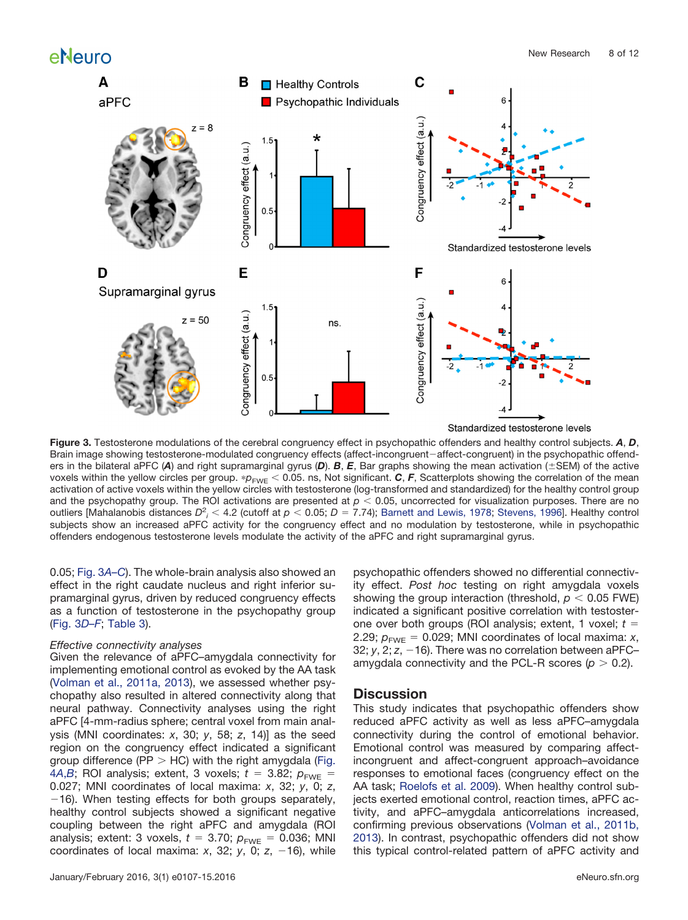**Figure 3.** Testosterone modulations of the cerebral congruency effect in psychopathic offenders and healthy control subjects. ***A***, ***D***, Brain image showing testosterone-modulated congruency effects (affect-incongruent−affect-congruent) in the psychopathic offenders in the bilateral aPFC (***A***) and right supramarginal gyrus (***D***). ***B***, ***E***, Bar graphs showing the mean activation (±SEM) of the active voxels within the yellow circles per group. $*p_{FWE} < 0.05$. ns, Not significant. ***C***, ***F***, Scatterplots showing the correlation of the mean activation of active voxels within the yellow circles with testosterone (log-transformed and standardized) for the healthy control group and the psychopathy group. The ROI activations are presented at $p < 0.05$, uncorrected for visualization purposes. There are no outliers [Mahalanobis distances $D^2_i < 4.2$ (cutoff at $p < 0.05$; $D = 7.74$); Barnett and Lewis, 1978; Stevens, 1996]. Healthy control subjects show an increased aPFC activity for the congruency effect and no modulation by testosterone, while in psychopathic offenders endogenous testosterone levels modulate the activity of the aPFC and right supramarginal gyrus.

0.05; Fig. 3A–C). The whole-brain analysis also showed an effect in the right caudate nucleus and right inferior supramarginal gyrus, driven by reduced congruency effects as a function of testosterone in the psychopathy group (Fig. 3D–F; Table 3).

*Effective connectivity analyses*

Given the relevance of aPFC–amygdala connectivity for implementing emotional control as evoked by the AA task (Volman et al., 2011a, 2013), we assessed whether psychopathy also resulted in altered connectivity along that neural pathway. Connectivity analyses using the right aPFC [4-mm-radius sphere; central voxel from main analysis (MNI coordinates: *x*, 30; *y*, 58; *z*, 14)] as the seed region on the congruency effect indicated a significant group difference (PP > HC) with the right amygdala (Fig. 4A,B; ROI analysis; extent, 3 voxels; $t = 3.82$; $p_{FWE} = 0.027$; MNI coordinates of local maxima: *x*, 32; *y*, 0; *z*, −16). When testing effects for both groups separately, healthy control subjects showed a significant negative coupling between the right aPFC and amygdala (ROI analysis; extent: 3 voxels, $t = 3.70$; $p_{FWE} = 0.036$; MNI coordinates of local maxima: *x*, 32; *y*, 0; *z*, −16), while psychopathic offenders showed no differential connectivity effect. *Post hoc* testing on right amygdala voxels showing the group interaction (threshold, $p < 0.05$ FWE) indicated a significant positive correlation with testosterone over both groups (ROI analysis; extent, 1 voxel; $t = 2.29$; $p_{FWE} = 0.029$; MNI coordinates of local maxima: *x*, 32; *y*, 2; *z*, −16). There was no correlation between aPFC–amygdala connectivity and the PCL-R scores ($p > 0.2$).

## Discussion

This study indicates that psychopathic offenders show reduced aPFC activity as well as less aPFC–amygdala connectivity during the control of emotional behavior. Emotional control was measured by comparing affect-incongruent and affect-congruent approach–avoidance responses to emotional faces (congruency effect on the AA task; Roelofs et al. 2009). When healthy control subjects exerted emotional control, reaction times, aPFC activity, and aPFC–amygdala anticorrelations increased, confirming previous observations (Volman et al., 2011b, 2013). In contrast, psychopathic offenders did not show this typical control-related pattern of aPFC activity and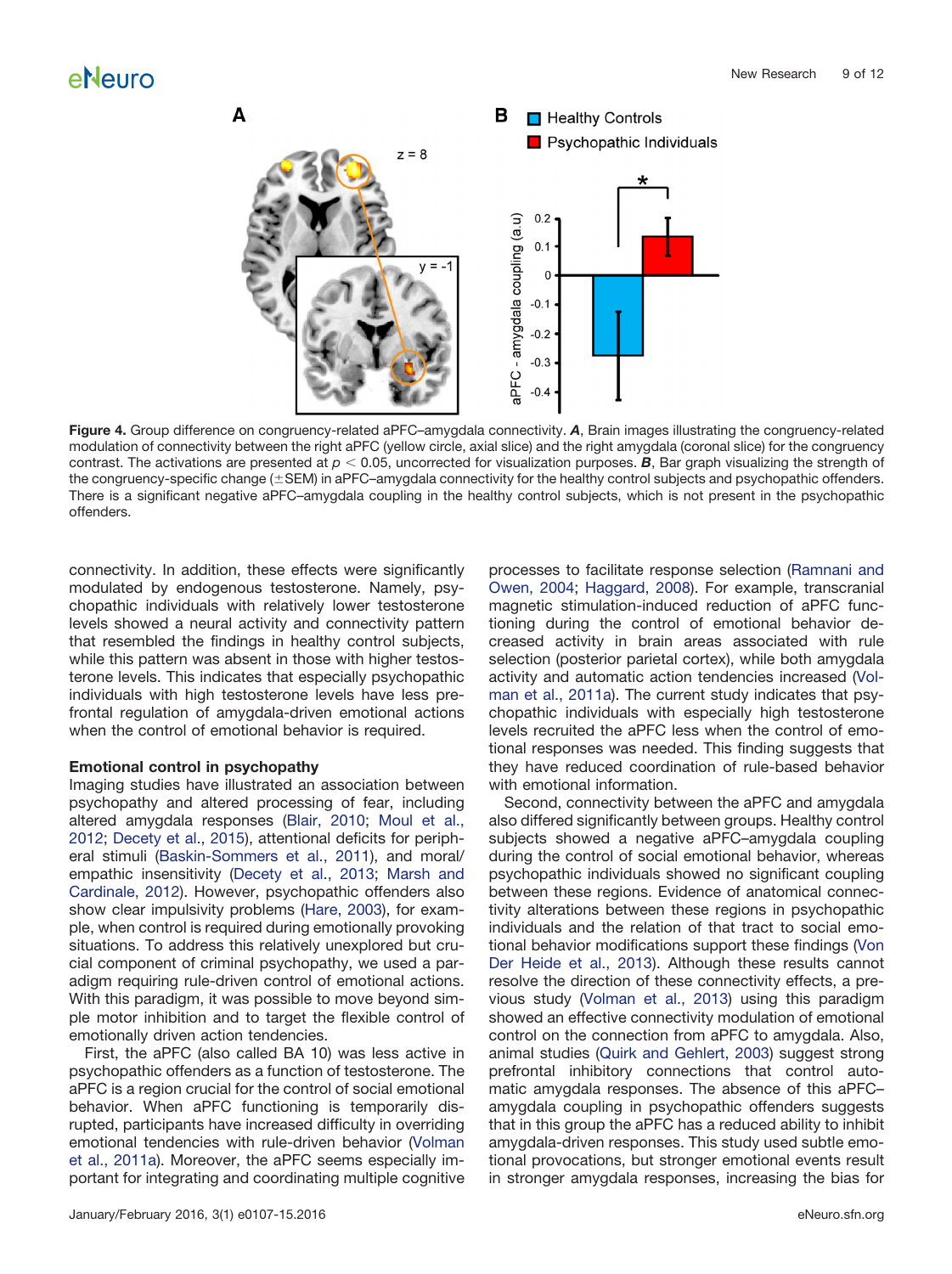Figure 4. Group difference on congruency-related aPFC–amygdala connectivity. ***A***, Brain images illustrating the congruency-related modulation of connectivity between the right aPFC (yellow circle, axial slice) and the right amygdala (coronal slice) for the congruency contrast. The activations are presented at $p < 0.05$, uncorrected for visualization purposes. ***B***, Bar graph visualizing the strength of the congruency-specific change (±SEM) in aPFC–amygdala connectivity for the healthy control subjects and psychopathic offenders. There is a significant negative aPFC–amygdala coupling in the healthy control subjects, which is not present in the psychopathic offenders.

connectivity. In addition, these effects were significantly modulated by endogenous testosterone. Namely, psychopathic individuals with relatively lower testosterone levels showed a neural activity and connectivity pattern that resembled the findings in healthy control subjects, while this pattern was absent in those with higher testosterone levels. This indicates that especially psychopathic individuals with high testosterone levels have less prefrontal regulation of amygdala-driven emotional actions when the control of emotional behavior is required.

**Emotional control in psychopathy**

Imaging studies have illustrated an association between psychopathy and altered processing of fear, including altered amygdala responses (Blair, 2010; Moul et al., 2012; Decety et al., 2015), attentional deficits for peripheral stimuli (Baskin-Sommers et al., 2011), and moral/empathic insensitivity (Decety et al., 2013; Marsh and Cardinale, 2012). However, psychopathic offenders also show clear impulsivity problems (Hare, 2003), for example, when control is required during emotionally provoking situations. To address this relatively unexplored but crucial component of criminal psychopathy, we used a paradigm requiring rule-driven control of emotional actions. With this paradigm, it was possible to move beyond simple motor inhibition and to target the flexible control of emotionally driven action tendencies.

First, the aPFC (also called BA 10) was less active in psychopathic offenders as a function of testosterone. The aPFC is a region crucial for the control of social emotional behavior. When aPFC functioning is temporarily disrupted, participants have increased difficulty in overriding emotional tendencies with rule-driven behavior (Volman et al., 2011a). Moreover, the aPFC seems especially important for integrating and coordinating multiple cognitive processes to facilitate response selection (Ramnani and Owen, 2004; Haggard, 2008). For example, transcranial magnetic stimulation-induced reduction of aPFC functioning during the control of emotional behavior decreased activity in brain areas associated with rule selection (posterior parietal cortex), while both amygdala activity and automatic action tendencies increased (Volman et al., 2011a). The current study indicates that psychopathic individuals with especially high testosterone levels recruited the aPFC less when the control of emotional responses was needed. This finding suggests that they have reduced coordination of rule-based behavior with emotional information.

Second, connectivity between the aPFC and amygdala also differed significantly between groups. Healthy control subjects showed a negative aPFC–amygdala coupling during the control of social emotional behavior, whereas psychopathic individuals showed no significant coupling between these regions. Evidence of anatomical connectivity alterations between these regions in psychopathic individuals and the relation of that tract to social emotional behavior modifications support these findings (Von Der Heide et al., 2013). Although these results cannot resolve the direction of these connectivity effects, a previous study (Volman et al., 2013) using this paradigm showed an effective connectivity modulation of emotional control on the connection from aPFC to amygdala. Also, animal studies (Quirk and Gehlert, 2003) suggest strong prefrontal inhibitory connections that control automatic amygdala responses. The absence of this aPFC–amygdala coupling in psychopathic offenders suggests that in this group the aPFC has a reduced ability to inhibit amygdala-driven responses. This study used subtle emotional provocations, but stronger emotional events result in stronger amygdala responses, increasing the bias for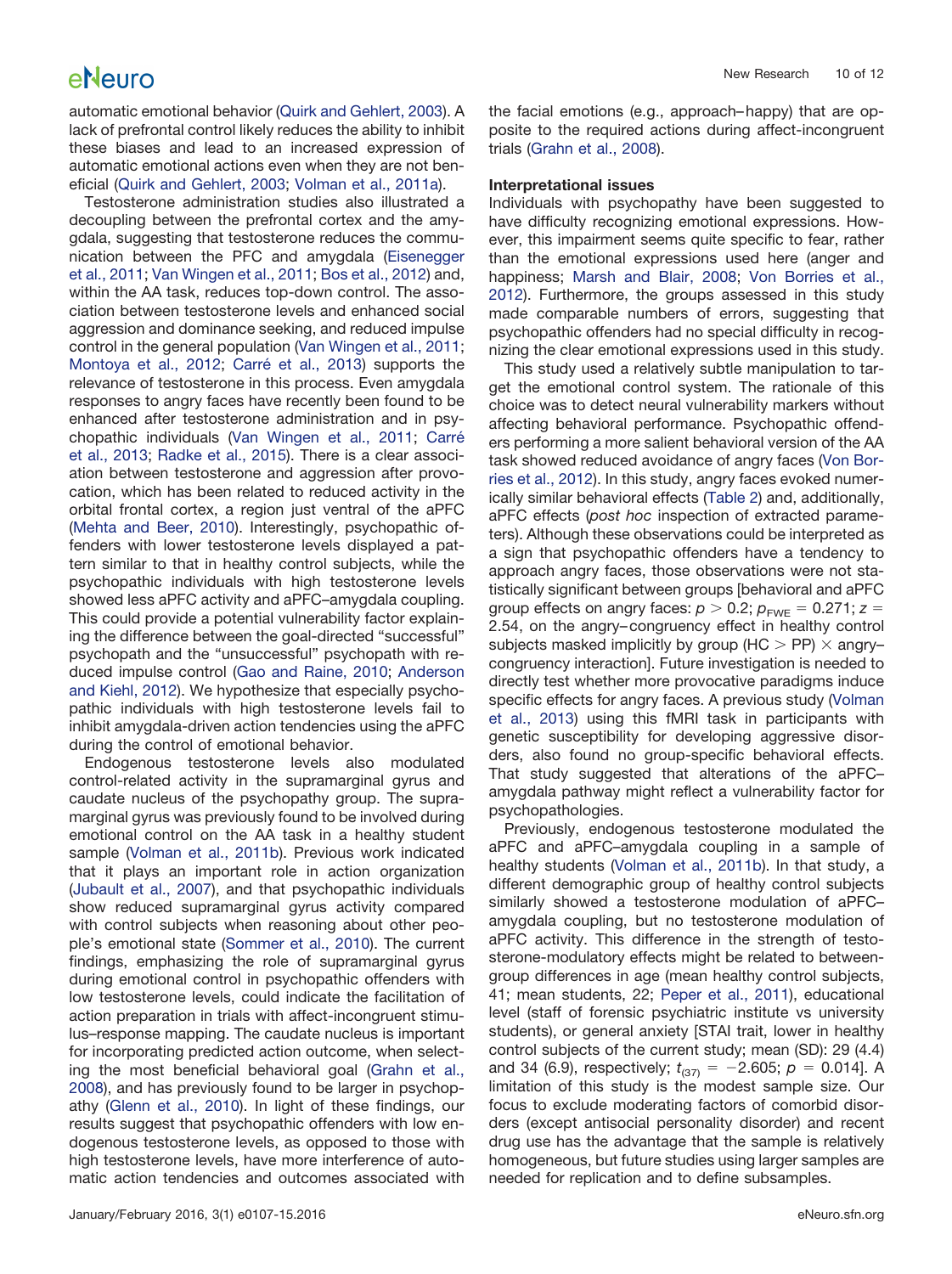automatic emotional behavior (Quirk and Gehlert, 2003). A lack of prefrontal control likely reduces the ability to inhibit these biases and lead to an increased expression of automatic emotional actions even when they are not beneficial (Quirk and Gehlert, 2003; Volman et al., 2011a).

Testosterone administration studies also illustrated a decoupling between the prefrontal cortex and the amygdala, suggesting that testosterone reduces the communication between the PFC and amygdala (Eisenegger et al., 2011; Van Wingen et al., 2011; Bos et al., 2012) and, within the AA task, reduces top-down control. The association between testosterone levels and enhanced social aggression and dominance seeking, and reduced impulse control in the general population (Van Wingen et al., 2011; Montoya et al., 2012; Carré et al., 2013) supports the relevance of testosterone in this process. Even amygdala responses to angry faces have recently been found to be enhanced after testosterone administration and in psychopathic individuals (Van Wingen et al., 2011; Carré et al., 2013; Radke et al., 2015). There is a clear association between testosterone and aggression after provocation, which has been related to reduced activity in the orbital frontal cortex, a region just ventral of the aPFC (Mehta and Beer, 2010). Interestingly, psychopathic offenders with lower testosterone levels displayed a pattern similar to that in healthy control subjects, while the psychopathic individuals with high testosterone levels showed less aPFC activity and aPFC–amygdala coupling. This could provide a potential vulnerability factor explaining the difference between the goal-directed "successful" psychopath and the "unsuccessful" psychopath with reduced impulse control (Gao and Raine, 2010; Anderson and Kiehl, 2012). We hypothesize that especially psychopathic individuals with high testosterone levels fail to inhibit amygdala-driven action tendencies using the aPFC during the control of emotional behavior.

Endogenous testosterone levels also modulated control-related activity in the supramarginal gyrus and caudate nucleus of the psychopathy group. The supramarginal gyrus was previously found to be involved during emotional control on the AA task in a healthy student sample (Volman et al., 2011b). Previous work indicated that it plays an important role in action organization (Jubault et al., 2007), and that psychopathic individuals show reduced supramarginal gyrus activity compared with control subjects when reasoning about other people's emotional state (Sommer et al., 2010). The current findings, emphasizing the role of supramarginal gyrus during emotional control in psychopathic offenders with low testosterone levels, could indicate the facilitation of action preparation in trials with affect-incongruent stimulus–response mapping. The caudate nucleus is important for incorporating predicted action outcome, when selecting the most beneficial behavioral goal (Grahn et al., 2008), and has previously found to be larger in psychopathy (Glenn et al., 2010). In light of these findings, our results suggest that psychopathic offenders with low endogenous testosterone levels, as opposed to those with high testosterone levels, have more interference of automatic action tendencies and outcomes associated with the facial emotions (e.g., approach–happy) that are opposite to the required actions during affect-incongruent trials (Grahn et al., 2008).

### Interpretational issues

Individuals with psychopathy have been suggested to have difficulty recognizing emotional expressions. However, this impairment seems quite specific to fear, rather than the emotional expressions used here (anger and happiness; Marsh and Blair, 2008; Von Borries et al., 2012). Furthermore, the groups assessed in this study made comparable numbers of errors, suggesting that psychopathic offenders had no special difficulty in recognizing the clear emotional expressions used in this study.

This study used a relatively subtle manipulation to target the emotional control system. The rationale of this choice was to detect neural vulnerability markers without affecting behavioral performance. Psychopathic offenders performing a more salient behavioral version of the AA task showed reduced avoidance of angry faces (Von Borries et al., 2012). In this study, angry faces evoked numerically similar behavioral effects (Table 2) and, additionally, aPFC effects (*post hoc* inspection of extracted parameters). Although these observations could be interpreted as a sign that psychopathic offenders have a tendency to approach angry faces, those observations were not statistically significant between groups [behavioral and aPFC group effects on angry faces: $p > 0.2$; $p_{FWE} = 0.271$; $z = 2.54$, on the angry–congruency effect in healthy control subjects masked implicitly by group (HC > PP) × angry–congruency interaction]. Future investigation is needed to directly test whether more provocative paradigms induce specific effects for angry faces. A previous study (Volman et al., 2013) using this fMRI task in participants with genetic susceptibility for developing aggressive disorders, also found no group-specific behavioral effects. That study suggested that alterations of the aPFC–amygdala pathway might reflect a vulnerability factor for psychopathologies.

Previously, endogenous testosterone modulated the aPFC and aPFC–amygdala coupling in a sample of healthy students (Volman et al., 2011b). In that study, a different demographic group of healthy control subjects similarly showed a testosterone modulation of aPFC–amygdala coupling, but no testosterone modulation of aPFC activity. This difference in the strength of testosterone-modulatory effects might be related to between-group differences in age (mean healthy control subjects, 41; mean students, 22; Peper et al., 2011), educational level (staff of forensic psychiatric institute vs university students), or general anxiety [STAI trait, lower in healthy control subjects of the current study; mean (SD): 29 (4.4) and 34 (6.9), respectively; $t_{(37)} = -2.605$; $p = 0.014$]. A limitation of this study is the modest sample size. Our focus to exclude moderating factors of comorbid disorders (except antisocial personality disorder) and recent drug use has the advantage that the sample is relatively homogeneous, but future studies using larger samples are needed for replication and to define subsamples.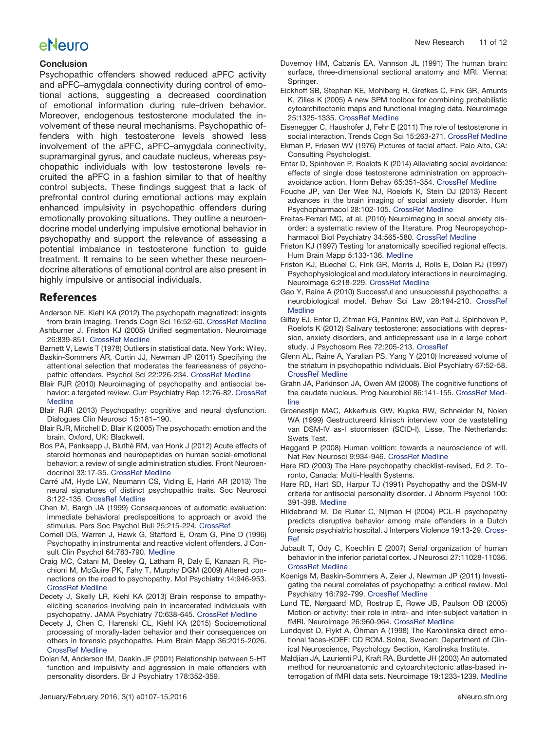## Conclusion

Psychopathic offenders showed reduced aPFC activity and aPFC–amygdala connectivity during control of emotional actions, suggesting a decreased coordination of emotional information during rule-driven behavior. Moreover, endogenous testosterone modulated the involvement of these neural mechanisms. Psychopathic offenders with high testosterone levels showed less involvement of the aPFC, aPFC–amygdala connectivity, supramarginal gyrus, and caudate nucleus, whereas psychopathic individuals with low testosterone levels recruited the aPFC in a fashion similar to that of healthy control subjects. These findings suggest that a lack of prefrontal control during emotional actions may explain enhanced impulsivity in psychopathic offenders during emotionally provoking situations. They outline a neuroendocrine model underlying impulsive emotional behavior in psychopathy and support the relevance of assessing a potential imbalance in testosterone function to guide treatment. It remains to be seen whether these neuroendocrine alterations of emotional control are also present in highly impulsive or antisocial individuals.

## References

Anderson NE, Kiehl KA (2012) The psychopath magnetized: insights from brain imaging. Trends Cogn Sci 16:52-60. CrossRef Medline

Ashburner J, Friston KJ (2005) Unified segmentation. Neuroimage 26:839-851. CrossRef Medline

Barnett V, Lewis T (1978) Outliers in statistical data. New York: Wiley.

Baskin-Sommers AR, Curtin JJ, Newman JP (2011) Specifying the attentional selection that moderates the fearlessness of psychopathic offenders. Psychol Sci 22:226-234. CrossRef Medline

Blair RJR (2010) Neuroimaging of psychopathy and antisocial behavior: a targeted review. Curr Psychiatry Rep 12:76-82. CrossRef Medline

Blair RJR (2013) Psychopathy: cognitive and neural dysfunction. Dialogues Clin Neurosci 15:181–190.

Blair RJR, Mitchell D, Blair K (2005) The psychopath: emotion and the brain. Oxford, UK: Blackwell.

Bos PA, Panksepp J, Bluthé RM, van Honk J (2012) Acute effects of steroid hormones and neuropeptides on human social-emotional behavior: a review of single administration studies. Front Neuroendocrinol 33:17-35. CrossRef Medline

Carré JM, Hyde LW, Neumann CS, Viding E, Hariri AR (2013) The neural signatures of distinct psychopathic traits. Soc Neurosci 8:122-135. CrossRef Medline

Chen M, Bargh JA (1999) Consequences of automatic evaluation: immediate behavioral predispositions to approach or avoid the stimulus. Pers Soc Psychol Bull 25:215-224. CrossRef

Cornell DG, Warren J, Hawk G, Stafford E, Oram G, Pine D (1996) Psychopathy in instrumental and reactive violent offenders. J Consult Clin Psychol 64:783-790. Medline

Craig MC, Catani M, Deeley Q, Latham R, Daly E, Kanaan R, Picchioni M, McGuire PK, Fahy T, Murphy DGM (2009) Altered connections on the road to psychopathy. Mol Psychiatry 14:946-953. CrossRef Medline

Decety J, Skelly LR, Kiehl KA (2013) Brain response to empathy-eliciting scenarios involving pain in incarcerated individuals with psychopathy. JAMA Psychiatry 70:638-645. CrossRef Medline

Decety J, Chen C, Harenski CL, Kiehl KA (2015) Socioemotional processing of morally-laden behavior and their consequences on others in forensic psychopaths. Hum Brain Mapp 36:2015-2026. CrossRef Medline

Dolan M, Anderson IM, Deakin JF (2001) Relationship between 5-HT function and impulsivity and aggression in male offenders with personality disorders. Br J Psychiatry 178:352-359.

Duvernoy HM, Cabanis EA, Vannson JL (1991) The human brain: surface, three-dimensional sectional anatomy and MRI. Vienna: Springer.

Eickhoff SB, Stephan KE, Mohlberg H, Grefkes C, Fink GR, Amunts K, Zilles K (2005) A new SPM toolbox for combining probabilistic cytoarchitectonic maps and functional imaging data. Neuroimage 25:1325-1335. CrossRef Medline

Eisenegger C, Haushofer J, Fehr E (2011) The role of testosterone in social interaction. Trends Cogn Sci 15:263-271. CrossRef Medline

Ekman P, Friesen WV (1976) Pictures of facial affect. Palo Alto, CA: Consulting Psychologist.

Enter D, Spinhoven P, Roelofs K (2014) Alleviating social avoidance: effects of single dose testosterone administration on approach-avoidance action. Horm Behav 65:351-354. CrossRef Medline

Fouche JP, van Der Wee NJ, Roelofs K, Stein DJ (2013) Recent advances in the brain imaging of social anxiety disorder. Hum Psychopharmacol 28:102-105. CrossRef Medline

Freitas-Ferrari MC, et al. (2010) Neuroimaging in social anxiety disorder: a systematic review of the literature. Prog Neuropsychopharmacol Biol Psychiatry 34:565-580. CrossRef Medline

Friston KJ (1997) Testing for anatomically specified regional effects. Hum Brain Mapp 5:133-136. Medline

Friston KJ, Buechel C, Fink GR, Morris J, Rolls E, Dolan RJ (1997) Psychophysiological and modulatory interactions in neuroimaging. Neuroimage 6:218-229. CrossRef Medline

Gao Y, Raine A (2010) Successful and unsuccessful psychopaths: a neurobiological model. Behav Sci Law 28:194-210. CrossRef Medline

Giltay EJ, Enter D, Zitman FG, Penninx BW, van Pelt J, Spinhoven P, Roelofs K (2012) Salivary testosterone: associations with depression, anxiety disorders, and antidepressant use in a large cohort study. J Psychosom Res 72:205-213. CrossRef

Glenn AL, Raine A, Yaralian PS, Yang Y (2010) Increased volume of the striatum in psychopathic individuals. Biol Psychiatry 67:52-58. CrossRef Medline

Grahn JA, Parkinson JA, Owen AM (2008) The cognitive functions of the caudate nucleus. Prog Neurobiol 86:141-155. CrossRef Medline

Groenestijn MAC, Akkerhuis GW, Kupka RW, Schneider N, Nolen WA (1999) Gestructureerd klinisch interview voor de vaststelling van DSM-IV as-I stoornissen (SCID-I). Lisse, The Netherlands: Swets Test.

Haggard P (2008) Human volition: towards a neuroscience of will. Nat Rev Neurosci 9:934-946. CrossRef Medline

Hare RD (2003) The Hare psychopathy checklist-revised, Ed 2. Toronto, Canada: Multi-Health Systems.

Hare RD, Hart SD, Harpur TJ (1991) Psychopathy and the DSM-IV criteria for antisocial personality disorder. J Abnorm Psychol 100: 391-398. Medline

Hildebrand M, De Ruiter C, Nijman H (2004) PCL-R psychopathy predicts disruptive behavior among male offenders in a Dutch forensic psychiatric hospital. J Interpers Violence 19:13-29. CrossRef

Jubault T, Ody C, Koechlin E (2007) Serial organization of human behavior in the inferior parietal cortex. J Neurosci 27:11028-11036. CrossRef Medline

Koenigs M, Baskin-Sommers A, Zeier J, Newman JP (2011) Investigating the neural correlates of psychopathy: a critical review. Mol Psychiatry 16:792-799. CrossRef Medline

Lund TE, Nørgaard MD, Rostrup E, Rowe JB, Paulson OB (2005) Motion or activity: their role in intra- and inter-subject variation in fMRI. Neuroimage 26:960-964. CrossRef Medline

Lundqvist D, Flykt A, Öhman A (1998) The Karonlinska direct emotional faces-KDEF: CD ROM. Solna, Sweden: Department of Clinical Neuroscience, Psychology Section, Karolinska Institute.

Maldjian JA, Laurienti PJ, Kraft RA, Burdette JH (2003) An automated method for neuroanatomic and cytoarchitectonic atlas-based interrogation of fMRI data sets. Neuroimage 19:1233-1239. Medline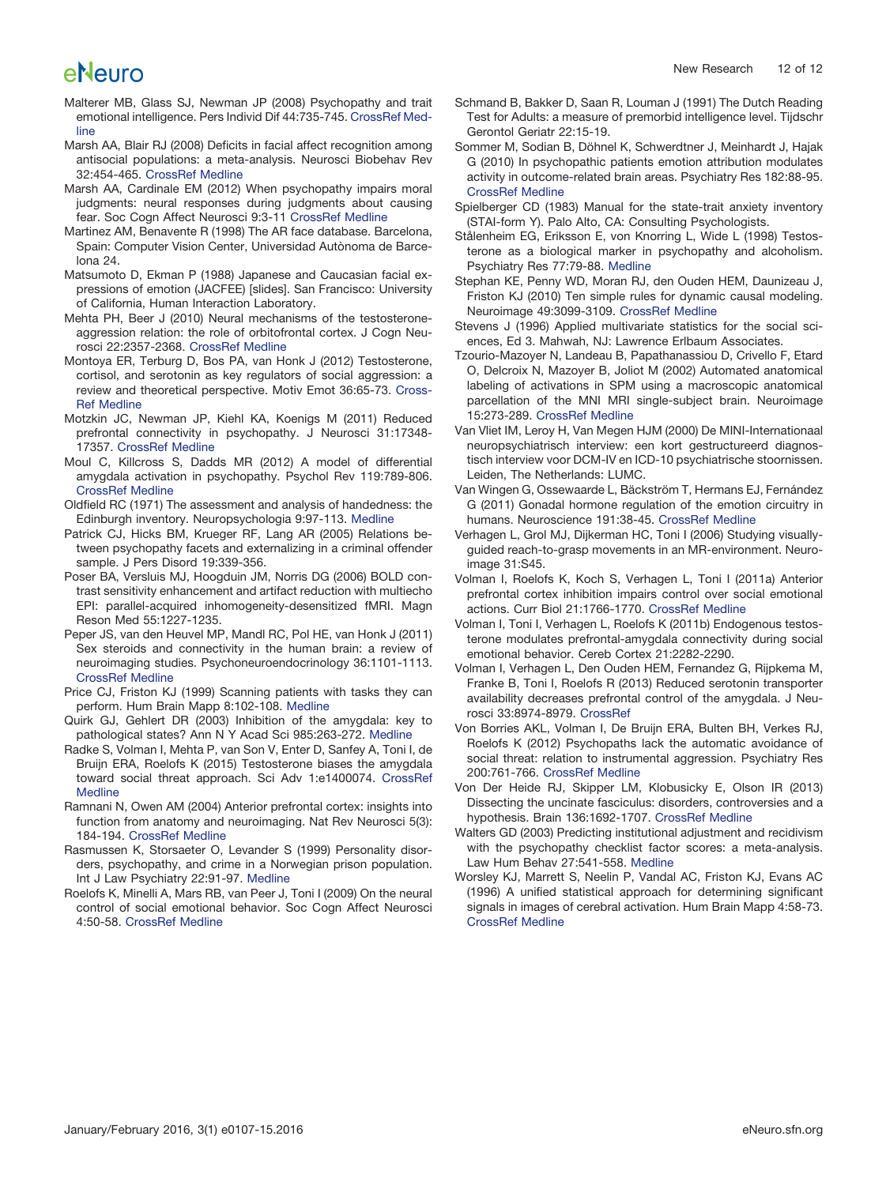Malterer MB, Glass SJ, Newman JP (2008) Psychopathy and trait emotional intelligence. Pers Individ Dif 44:735-745. CrossRef Medline

Marsh AA, Blair RJ (2008) Deficits in facial affect recognition among antisocial populations: a meta-analysis. Neurosci Biobehav Rev 32:454-465. CrossRef Medline

Marsh AA, Cardinale EM (2012) When psychopathy impairs moral judgments: neural responses during judgments about causing fear. Soc Cogn Affect Neurosci 9:3-11 CrossRef Medline

Martinez AM, Benavente R (1998) The AR face database. Barcelona, Spain: Computer Vision Center, Universidad Autònoma de Barcelona 24.

Matsumoto D, Ekman P (1988) Japanese and Caucasian facial expressions of emotion (JACFEE) [slides]. San Francisco: University of California, Human Interaction Laboratory.

Mehta PH, Beer J (2010) Neural mechanisms of the testosterone-aggression relation: the role of orbitofrontal cortex. J Cogn Neurosci 22:2357-2368. CrossRef Medline

Montoya ER, Terburg D, Bos PA, van Honk J (2012) Testosterone, cortisol, and serotonin as key regulators of social aggression: a review and theoretical perspective. Motiv Emot 36:65-73. CrossRef Medline

Motzkin JC, Newman JP, Kiehl KA, Koenigs M (2011) Reduced prefrontal connectivity in psychopathy. J Neurosci 31:17348-17357. CrossRef Medline

Moul C, Killcross S, Dadds MR (2012) A model of differential amygdala activation in psychopathy. Psychol Rev 119:789-806. CrossRef Medline

Oldfield RC (1971) The assessment and analysis of handedness: the Edinburgh inventory. Neuropsychologia 9:97-113. Medline

Patrick CJ, Hicks BM, Krueger RF, Lang AR (2005) Relations between psychopathy facets and externalizing in a criminal offender sample. J Pers Disord 19:339-356.

Poser BA, Versluis MJ, Hoogduin JM, Norris DG (2006) BOLD contrast sensitivity enhancement and artifact reduction with multiecho EPI: parallel-acquired inhomogeneity-desensitized fMRI. Magn Reson Med 55:1227-1235.

Peper JS, van den Heuvel MP, Mandl RC, Pol HE, van Honk J (2011) Sex steroids and connectivity in the human brain: a review of neuroimaging studies. Psychoneuroendocrinology 36:1101-1113. CrossRef Medline

Price CJ, Friston KJ (1999) Scanning patients with tasks they can perform. Hum Brain Mapp 8:102-108. Medline

Quirk GJ, Gehlert DR (2003) Inhibition of the amygdala: key to pathological states? Ann N Y Acad Sci 985:263-272. Medline

Radke S, Volman I, Mehta P, van Son V, Enter D, Sanfey A, Toni I, de Bruijn ERA, Roelofs K (2015) Testosterone biases the amygdala toward social threat approach. Sci Adv 1:e1400074. CrossRef Medline

Ramnani N, Owen AM (2004) Anterior prefrontal cortex: insights into function from anatomy and neuroimaging. Nat Rev Neurosci 5(3): 184-194. CrossRef Medline

Rasmussen K, Storsaeter O, Levander S (1999) Personality disorders, psychopathy, and crime in a Norwegian prison population. Int J Law Psychiatry 22:91-97. Medline

Roelofs K, Minelli A, Mars RB, van Peer J, Toni I (2009) On the neural control of social emotional behavior. Soc Cogn Affect Neurosci 4:50-58. CrossRef Medline

Schmand B, Bakker D, Saan R, Louman J (1991) The Dutch Reading Test for Adults: a measure of premorbid intelligence level. Tijdschr Gerontol Geriatr 22:15-19.

Sommer M, Sodian B, Döhnel K, Schwerdtner J, Meinhardt J, Hajak G (2010) In psychopathic patients emotion attribution modulates activity in outcome-related brain areas. Psychiatry Res 182:88-95. CrossRef Medline

Spielberger CD (1983) Manual for the state-trait anxiety inventory (STAI-form Y). Palo Alto, CA: Consulting Psychologists.

Stålenheim EG, Eriksson E, von Knorring L, Wide L (1998) Testosterone as a biological marker in psychopathy and alcoholism. Psychiatry Res 77:79-88. Medline

Stephan KE, Penny WD, Moran RJ, den Ouden HEM, Daunizeau J, Friston KJ (2010) Ten simple rules for dynamic causal modeling. Neuroimage 49:3099-3109. CrossRef Medline

Stevens J (1996) Applied multivariate statistics for the social sciences, Ed 3. Mahwah, NJ: Lawrence Erlbaum Associates.

Tzourio-Mazoyer N, Landeau B, Papathanassiou D, Crivello F, Etard O, Delcroix N, Mazoyer B, Joliot M (2002) Automated anatomical labeling of activations in SPM using a macroscopic anatomical parcellation of the MNI MRI single-subject brain. Neuroimage 15:273-289. CrossRef Medline

Van Vliet IM, Leroy H, Van Megen HJM (2000) De MINI-Internationaal neuropsychiatrisch interview: een kort gestructureerd diagnostisch interview voor DCM-IV en ICD-10 psychiatrische stoornissen. Leiden, The Netherlands: LUMC.

Van Wingen G, Ossewaarde L, Bäckström T, Hermans EJ, Fernández G (2011) Gonadal hormone regulation of the emotion circuitry in humans. Neuroscience 191:38-45. CrossRef Medline

Verhagen L, Grol MJ, Dijkerman HC, Toni I (2006) Studying visually-guided reach-to-grasp movements in an MR-environment. Neuroimage 31:S45.

Volman I, Roelofs K, Koch S, Verhagen L, Toni I (2011a) Anterior prefrontal cortex inhibition impairs control over social emotional actions. Curr Biol 21:1766-1770. CrossRef Medline

Volman I, Toni I, Verhagen L, Roelofs K (2011b) Endogenous testosterone modulates prefrontal-amygdala connectivity during social emotional behavior. Cereb Cortex 21:2282-2290.

Volman I, Verhagen L, Den Ouden HEM, Fernandez G, Rijpkema M, Franke B, Toni I, Roelofs R (2013) Reduced serotonin transporter availability decreases prefrontal control of the amygdala. J Neurosci 33:8974-8979. CrossRef

Von Borries AKL, Volman I, De Bruijn ERA, Bulten BH, Verkes RJ, Roelofs K (2012) Psychopaths lack the automatic avoidance of social threat: relation to instrumental aggression. Psychiatry Res 200:761-766. CrossRef Medline

Von Der Heide RJ, Skipper LM, Klobusicky E, Olson IR (2013) Dissecting the uncinate fasciculus: disorders, controversies and a hypothesis. Brain 136:1692-1707. CrossRef Medline

Walters GD (2003) Predicting institutional adjustment and recidivism with the psychopathy checklist factor scores: a meta-analysis. Law Hum Behav 27:541-558. Medline

Worsley KJ, Marrett S, Neelin P, Vandal AC, Friston KJ, Evans AC (1996) A unified statistical approach for determining significant signals in images of cerebral activation. Hum Brain Mapp 4:58-73. CrossRef Medline